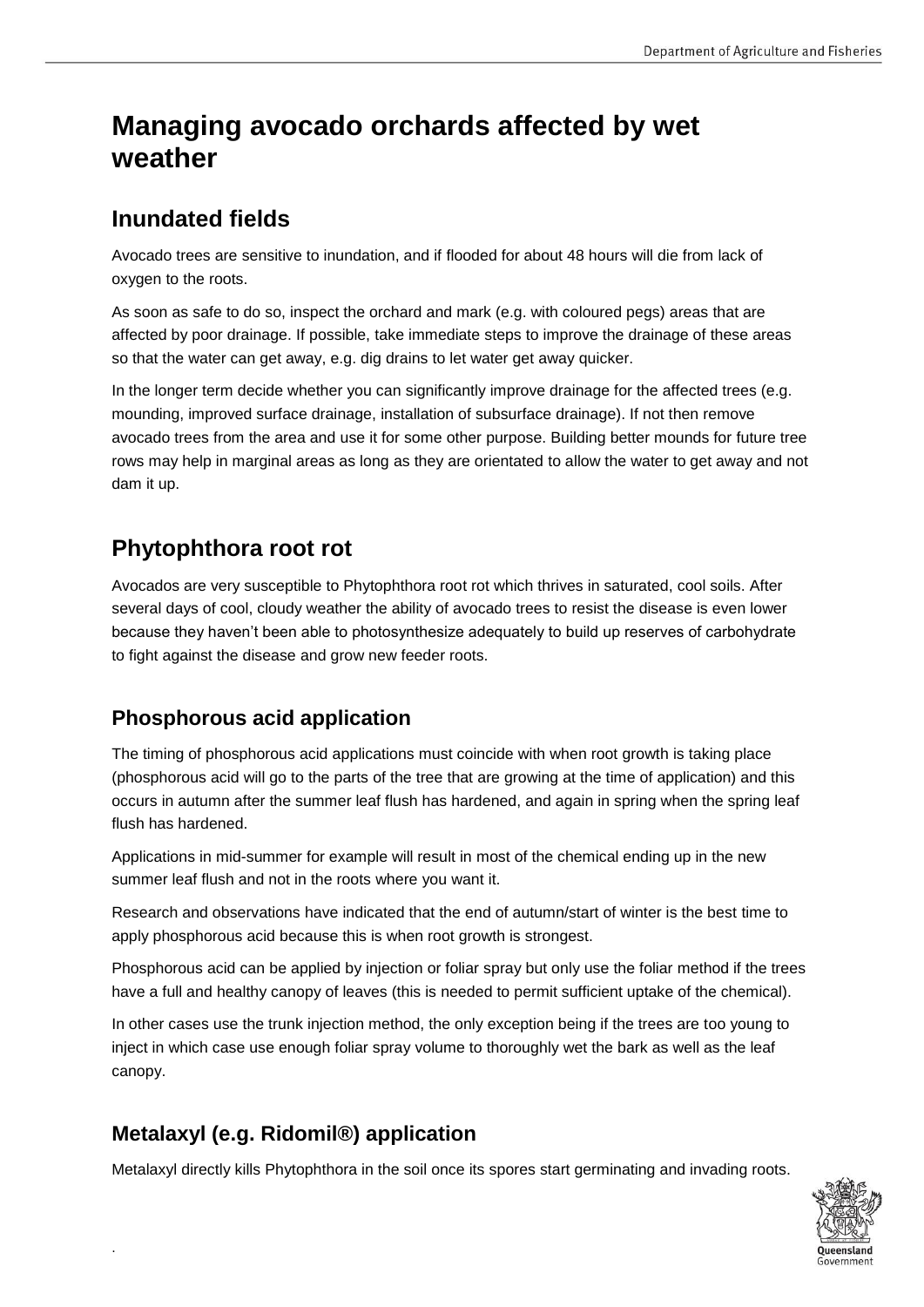# Managing avocado orchards affected by wet weather

## Inundated fields

Avocado trees are sensitive to inundation, and if flooded for about 48 hours will die from lack of oxygen to the roots.

As soon as safe to do so, inspect the orchard and mark (e.g. with coloured pegs) areas that are affected by poor drainage. If possible, take immediate steps to improve the drainage of these areas so that the water can get away, e.g. dig drains to let water get away quicker.

In the longer term decide whether you can significantly improve drainage for the affected trees (e.g. mounding, improved surface drainage, installation of subsurface drainage). If not then remove avocado trees from the area and use it for some other purpose. Building better mounds for future tree rows may help in marginal areas as long as they are orientated to allow the water to get away and not dam it up.

## Phytophthora root rot

Avocados are very susceptible to Phytophthora root rot which thrives in saturated, cool soils. After several days of cool, cloudy weather the ability of avocado trees to resist the disease is even lower because they haven't been able to photosynthesize adequately to build up reserves of carbohydrate to fight against the disease and grow new feeder roots.

### Phosphorous acid application

The timing of phosphorous acid applications must coincide with when root growth is taking place (phosphorous acid will go to the parts of the tree that are growing at the time of application) and this occurs in autumn after the summer leaf flush has hardened, and again in spring when the spring leaf flush has hardened.

Applications in mid-summer for example will result in most of the chemical ending up in the new summer leaf flush and not in the roots where you want it.

Research and observations have indicated that the end of autumn/start of winter is the best time to apply phosphorous acid because this is when root growth is strongest.

Phosphorous acid can be applied by injection or foliar spray but only use the foliar method if the trees have a full and healthy canopy of leaves (this is needed to permit sufficient uptake of the chemical).

In other cases use the trunk injection method, the only exception being if the trees are too young to inject in which case use enough foliar spray volume to thoroughly wet the bark as well as the leaf canopy.

### Metalaxyl (e.g. Ridomil®) application

Metalaxyl directly kills Phytophthora in the soil once its spores start germinating and invading roots.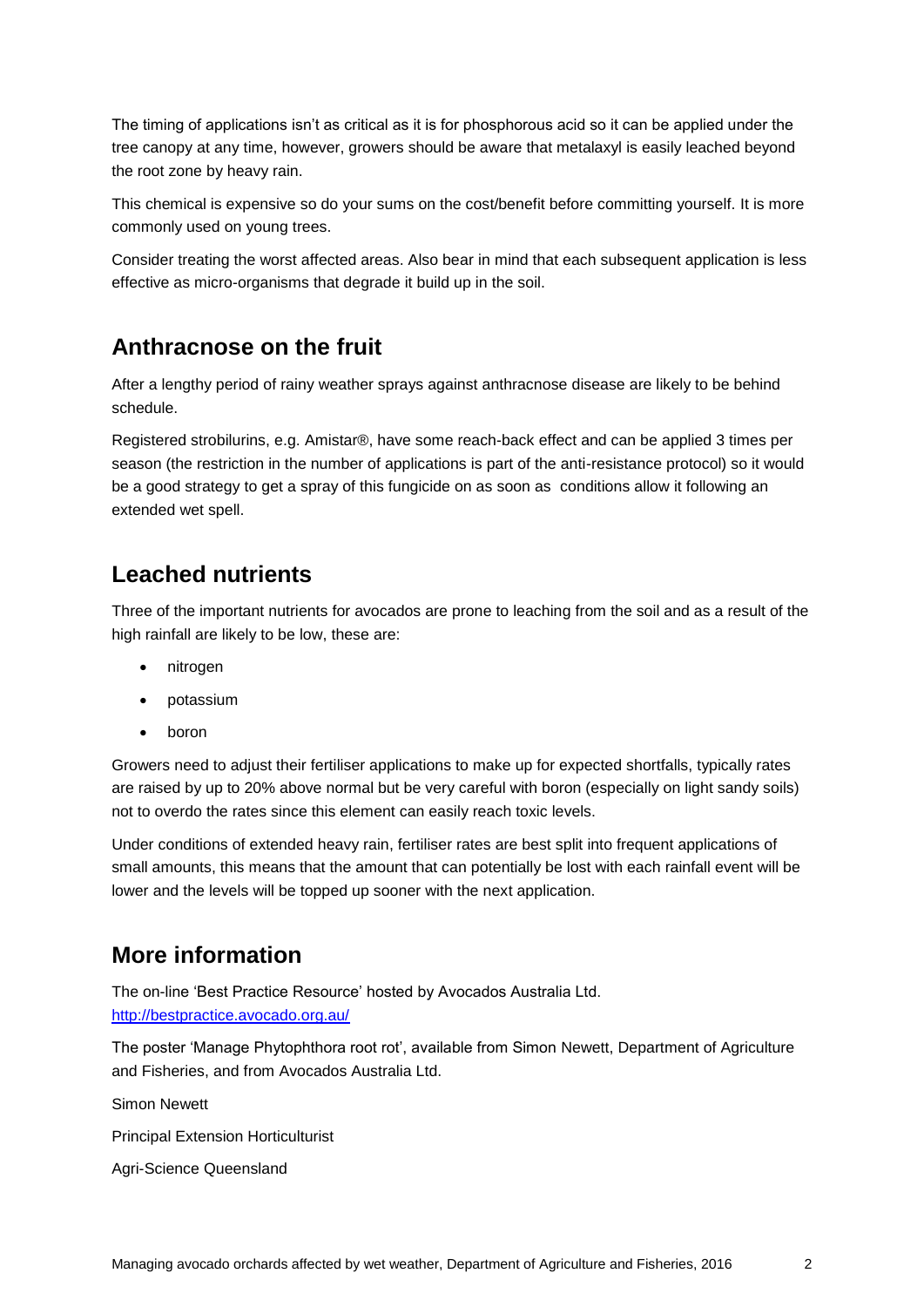The timing of applications isn't as critical as it is for phosphorous acid so it can be applied under the tree canopy at any time, however, growers should be aware that metalaxyl is easily leached beyond the root zone by heavy rain.

This chemical is expensive so do your sums on the cost/benefit before committing yourself. It is more commonly used on young trees.

Consider treating the worst affected areas. Also bear in mind that each subsequent application is less effective as micro-organisms that degrade it build up in the soil.

## Anthracnose on the fruit

After a lengthy period of rainy weather sprays against anthracnose disease are likely to be behind schedule.

Registered strobilurins, e.g. Amistar®, have some reach-back effect and can be applied 3 times per season (the restriction in the number of applications is part of the anti-resistance protocol) so it would be a good strategy to get a spray of this fungicide on as soon as conditions allow it following an extended wet spell.

## Leached nutrients

Three of the important nutrients for avocados are prone to leaching from the soil and as a result of the high rainfall are likely to be low, these are:

- nitrogen
- potassium
- boron

Growers need to adjust their fertiliser applications to make up for expected shortfalls, typically rates are raised by up to 20% above normal but be very careful with boron (especially on light sandy soils) not to overdo the rates since this element can easily reach toxic levels.

Under conditions of extended heavy rain, fertiliser rates are best split into frequent applications of small amounts, this means that the amount that can potentially be lost with each rainfall event will be lower and the levels will be topped up sooner with the next application.

## More information

The on-line 'Best Practice Resource' hosted by Avocados Australia Ltd.
[http://bestpractice.avocado.org.au/](http://bestpractice.avocado.org.au/)

The poster 'Manage Phytophthora root rot', available from Simon Newett, Department of Agriculture and Fisheries, and from Avocados Australia Ltd.

Simon Newett

Principal Extension Horticulturist

Agri-Science Queensland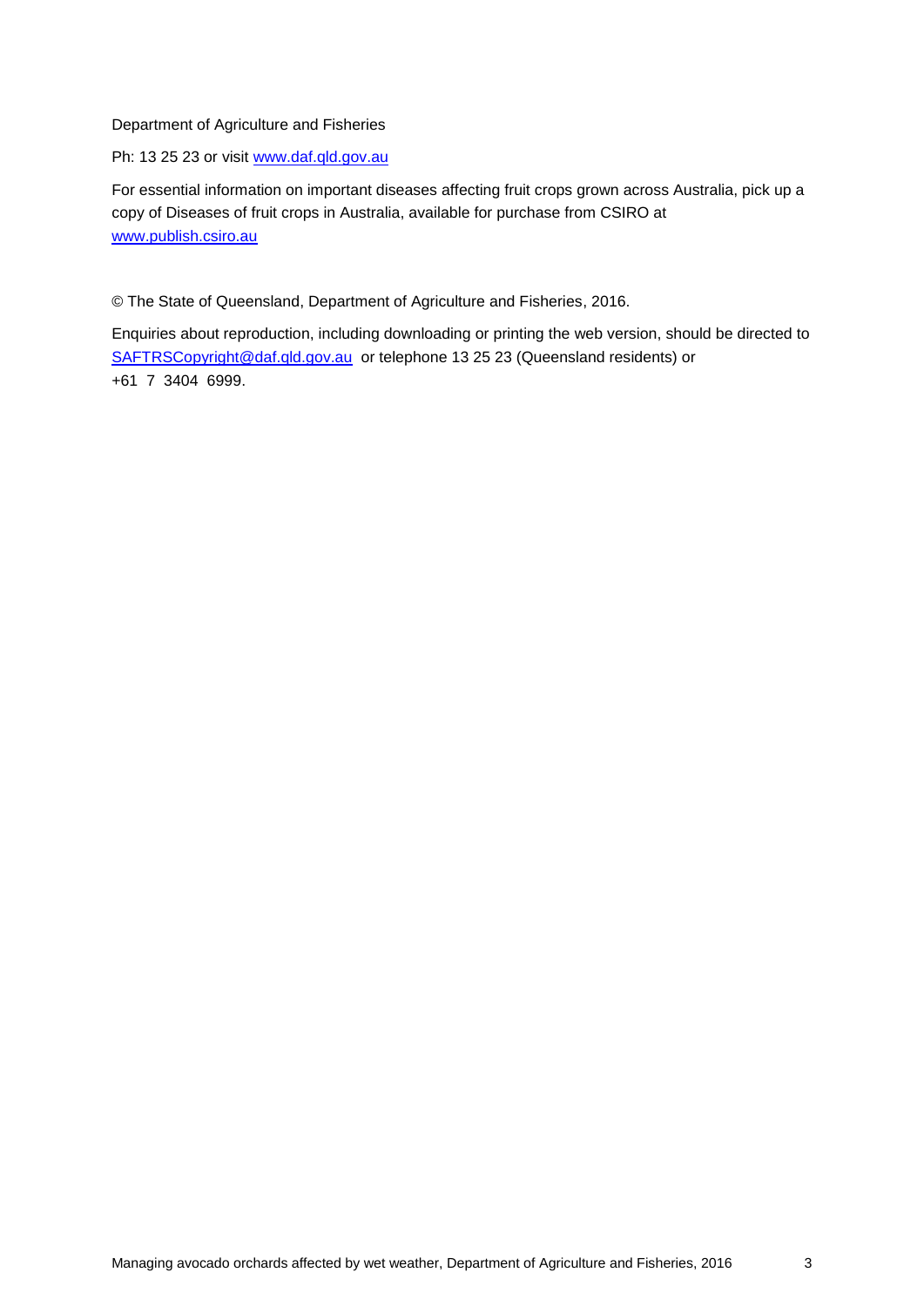Department of Agriculture and Fisheries

Ph: 13 25 23 or visit www.daf.qld.gov.au

For essential information on important diseases affecting fruit crops grown across Australia, pick up a copy of Diseases of fruit crops in Australia, available for purchase from CSIRO at www.publish.csiro.au

© The State of Queensland, Department of Agriculture and Fisheries, 2016.

Enquiries about reproduction, including downloading or printing the web version, should be directed to SAFTRSCopyright@daf.qld.gov.au or telephone 13 25 23 (Queensland residents) or +61 7 3404 6999.